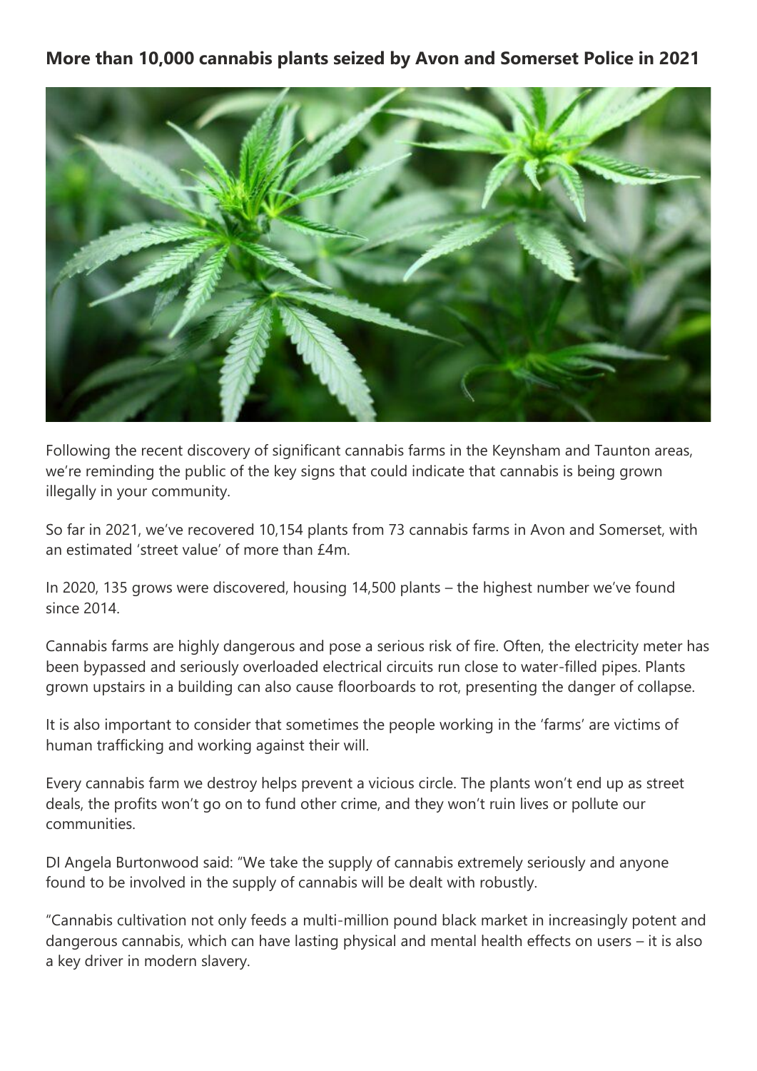## More than 10,000 cannabis plants seized by Avon and Somerset Police in 2021

Following the recent discovery of significant cannabis farms in the Keynsham and Taunton areas, we're reminding the public of the key signs that could indicate that cannabis is being grown illegally in your community.

So far in 2021, we've recovered 10,154 plants from 73 cannabis farms in Avon and Somerset, with an estimated 'street value' of more than £4m.

In 2020, 135 grows were discovered, housing 14,500 plants – the highest number we've found since 2014.

Cannabis farms are highly dangerous and pose a serious risk of fire. Often, the electricity meter has been bypassed and seriously overloaded electrical circuits run close to water-filled pipes. Plants grown upstairs in a building can also cause floorboards to rot, presenting the danger of collapse.

It is also important to consider that sometimes the people working in the 'farms' are victims of human trafficking and working against their will.

Every cannabis farm we destroy helps prevent a vicious circle. The plants won't end up as street deals, the profits won't go on to fund other crime, and they won't ruin lives or pollute our communities.

DI Angela Burtonwood said: "We take the supply of cannabis extremely seriously and anyone found to be involved in the supply of cannabis will be dealt with robustly.

"Cannabis cultivation not only feeds a multi-million pound black market in increasingly potent and dangerous cannabis, which can have lasting physical and mental health effects on users – it is also a key driver in modern slavery.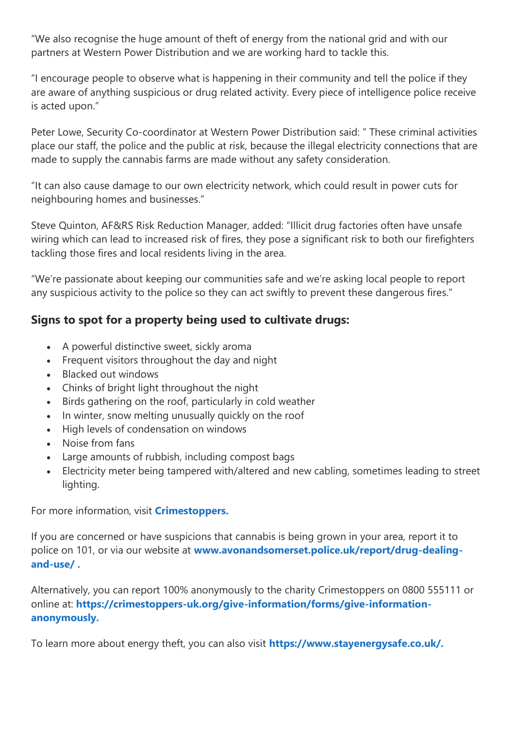"We also recognise the huge amount of theft of energy from the national grid and with our partners at Western Power Distribution and we are working hard to tackle this.

"I encourage people to observe what is happening in their community and tell the police if they are aware of anything suspicious or drug related activity. Every piece of intelligence police receive is acted upon."

Peter Lowe, Security Co-coordinator at Western Power Distribution said: " These criminal activities place our staff, the police and the public at risk, because the illegal electricity connections that are made to supply the cannabis farms are made without any safety consideration.

"It can also cause damage to our own electricity network, which could result in power cuts for neighbouring homes and businesses."

Steve Quinton, AF&RS Risk Reduction Manager, added: "Illicit drug factories often have unsafe wiring which can lead to increased risk of fires, they pose a significant risk to both our firefighters tackling those fires and local residents living in the area.

"We're passionate about keeping our communities safe and we're asking local people to report any suspicious activity to the police so they can act swiftly to prevent these dangerous fires."

### Signs to spot for a property being used to cultivate drugs:

- A powerful distinctive sweet, sickly aroma
- Frequent visitors throughout the day and night
- Blacked out windows
- Chinks of bright light throughout the night
- Birds gathering on the roof, particularly in cold weather
- In winter, snow melting unusually quickly on the roof
- High levels of condensation on windows
- Noise from fans
- Large amounts of rubbish, including compost bags
- Electricity meter being tampered with/altered and new cabling, sometimes leading to street lighting.

For more information, visit **Crimestoppers.**

If you are concerned or have suspicions that cannabis is being grown in your area, report it to police on 101, or via our website at **www.avonandsomerset.police.uk/report/drug-dealing-and-use/ .**

Alternatively, you can report 100% anonymously to the charity Crimestoppers on 0800 555111 or online at: **https://crimestoppers-uk.org/give-information/forms/give-information-anonymously.**

To learn more about energy theft, you can also visit **https://www.stayenergysafe.co.uk/.**